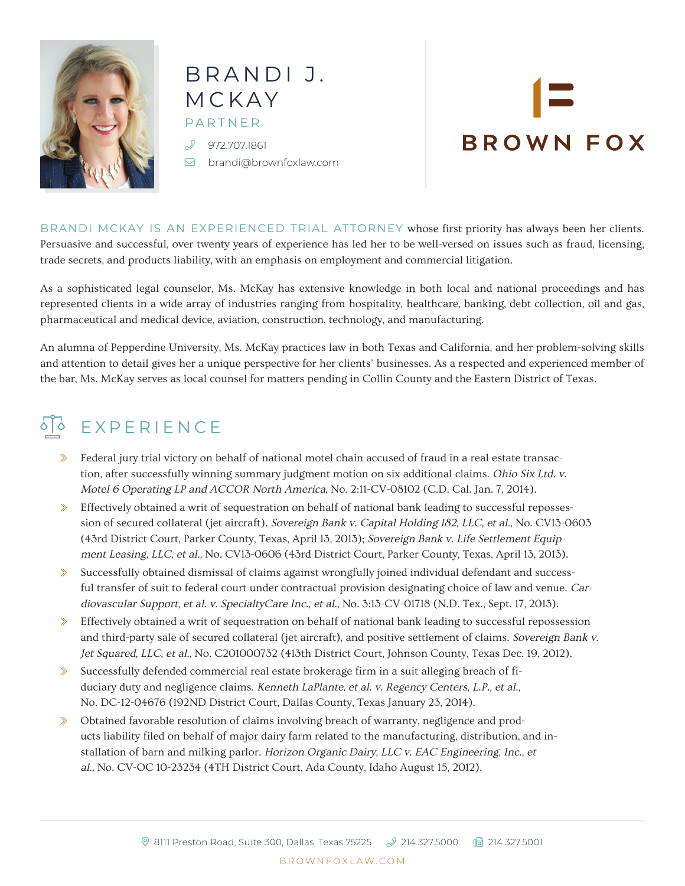# BRANDI J. MCKAY

PARTNER

972.707.1861

brandi@brownfoxlaw.com

BROWN FOX

BRANDI MCKAY IS AN EXPERIENCED TRIAL ATTORNEY whose first priority has always been her clients. Persuasive and successful, over twenty years of experience has led her to be well-versed on issues such as fraud, licensing, trade secrets, and products liability, with an emphasis on employment and commercial litigation.

As a sophisticated legal counselor, Ms. McKay has extensive knowledge in both local and national proceedings and has represented clients in a wide array of industries ranging from hospitality, healthcare, banking, debt collection, oil and gas, pharmaceutical and medical device, aviation, construction, technology, and manufacturing.

An alumna of Pepperdine University, Ms. McKay practices law in both Texas and California, and her problem-solving skills and attention to detail gives her a unique perspective for her clients' businesses. As a respected and experienced member of the bar, Ms. McKay serves as local counsel for matters pending in Collin County and the Eastern District of Texas.

## EXPERIENCE

- Federal jury trial victory on behalf of national motel chain accused of fraud in a real estate transaction, after successfully winning summary judgment motion on six additional claims. *Ohio Six Ltd. v. Motel 6 Operating LP and ACCOR North America,* No. 2:11-CV-08102 (C.D. Cal. Jan. 7, 2014).
- Effectively obtained a writ of sequestration on behalf of national bank leading to successful repossession of secured collateral (jet aircraft). *Sovereign Bank v. Capital Holding 182, LLC, et al.,* No. CV13-0603 (43rd District Court, Parker County, Texas, April 13, 2013); *Sovereign Bank v. Life Settlement Equipment Leasing, LLC, et al.,* No. CV13-0606 (43rd District Court, Parker County, Texas, April 13, 2013).
- Successfully obtained dismissal of claims against wrongfully joined individual defendant and successful transfer of suit to federal court under contractual provision designating choice of law and venue. *Cardiovascular Support, et al. v. SpecialtyCare Inc., et al.,* No. 3:13-CV-01718 (N.D. Tex., Sept. 17, 2013).
- Effectively obtained a writ of sequestration on behalf of national bank leading to successful repossession and third-party sale of secured collateral (jet aircraft), and positive settlement of claims. *Sovereign Bank v. Jet Squared, LLC, et al.,* No. C201000732 (413th District Court, Johnson County, Texas Dec. 19, 2012).
- Successfully defended commercial real estate brokerage firm in a suit alleging breach of fiduciary duty and negligence claims. *Kenneth LaPlante, et al. v. Regency Centers, L.P., et al.,* No. DC-12-04676 (192ND District Court, Dallas County, Texas January 23, 2014).
- Obtained favorable resolution of claims involving breach of warranty, negligence and products liability filed on behalf of major dairy farm related to the manufacturing, distribution, and installation of barn and milking parlor. *Horizon Organic Dairy, LLC v. EAC Engineering, Inc., et al.,* No. CV-OC 10-23234 (4TH District Court, Ada County, Idaho August 15, 2012).

8111 Preston Road, Suite 300, Dallas, Texas 75225 | 214.327.5000 | 214.327.5001

BROWNFOXLAW.COM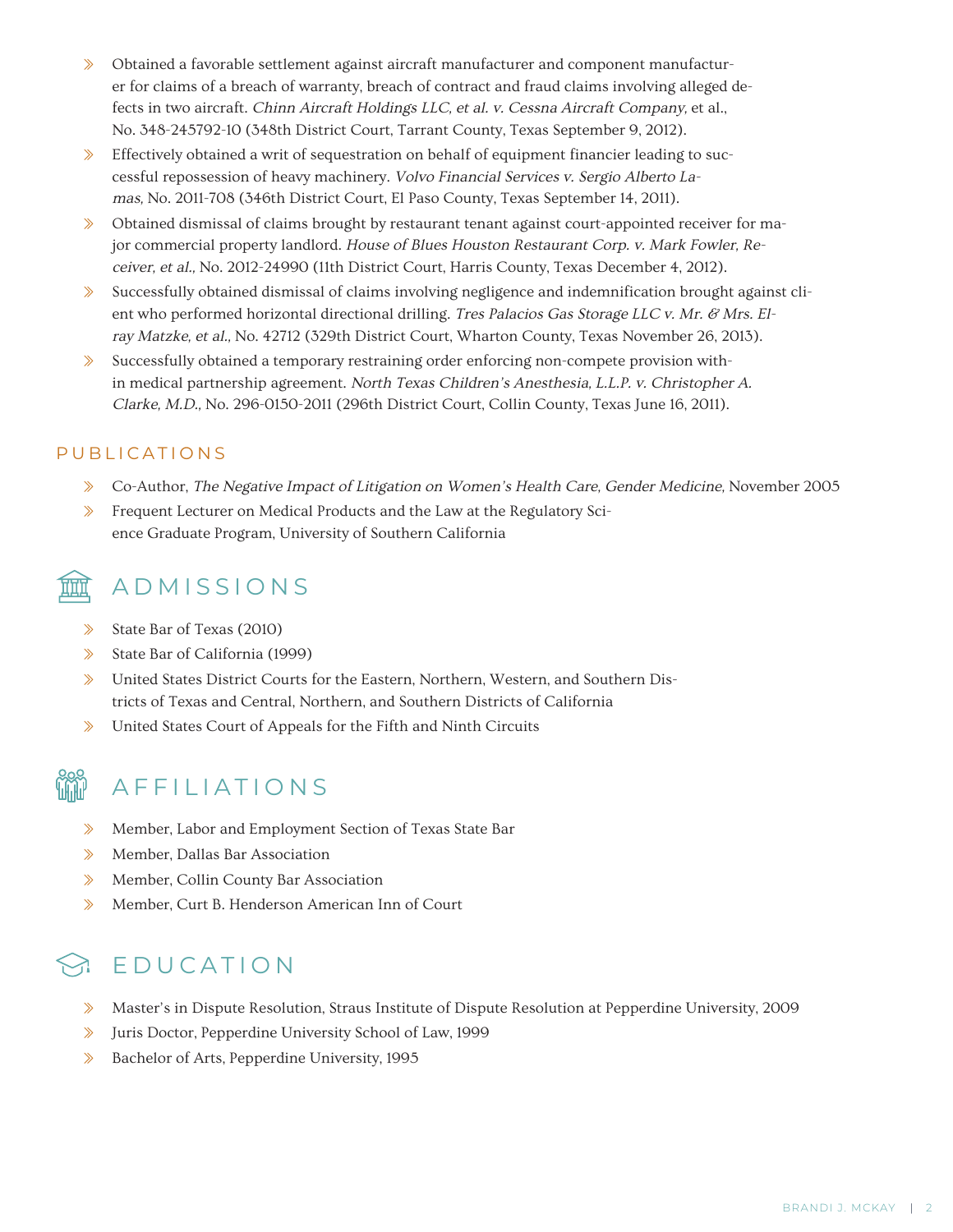- Obtained a favorable settlement against aircraft manufacturer and component manufacturer for claims of a breach of warranty, breach of contract and fraud claims involving alleged defects in two aircraft. *Chinn Aircraft Holdings LLC, et al. v. Cessna Aircraft Company*, et al., No. 348-245792-10 (348th District Court, Tarrant County, Texas September 9, 2012).
- Effectively obtained a writ of sequestration on behalf of equipment financier leading to successful repossession of heavy machinery. *Volvo Financial Services v. Sergio Alberto Lamas*, No. 2011-708 (346th District Court, El Paso County, Texas September 14, 2011).
- Obtained dismissal of claims brought by restaurant tenant against court-appointed receiver for major commercial property landlord. *House of Blues Houston Restaurant Corp. v. Mark Fowler, Receiver, et al.*, No. 2012-24990 (11th District Court, Harris County, Texas December 4, 2012).
- Successfully obtained dismissal of claims involving negligence and indemnification brought against client who performed horizontal directional drilling. *Tres Palacios Gas Storage LLC v. Mr. & Mrs. Elray Matzke, et al.*, No. 42712 (329th District Court, Wharton County, Texas November 26, 2013).
- Successfully obtained a temporary restraining order enforcing non-compete provision within medical partnership agreement. *North Texas Children's Anesthesia, L.L.P. v. Christopher A. Clarke, M.D.*, No. 296-0150-2011 (296th District Court, Collin County, Texas June 16, 2011).

### PUBLICATIONS

- Co-Author, *The Negative Impact of Litigation on Women's Health Care, Gender Medicine,* November 2005
- Frequent Lecturer on Medical Products and the Law at the Regulatory Science Graduate Program, University of Southern California

## ADMISSIONS

- State Bar of Texas (2010)
- State Bar of California (1999)
- United States District Courts for the Eastern, Northern, Western, and Southern Districts of Texas and Central, Northern, and Southern Districts of California
- United States Court of Appeals for the Fifth and Ninth Circuits

## AFFILIATIONS

- Member, Labor and Employment Section of Texas State Bar
- Member, Dallas Bar Association
- Member, Collin County Bar Association
- Member, Curt B. Henderson American Inn of Court

## EDUCATION

- Master's in Dispute Resolution, Straus Institute of Dispute Resolution at Pepperdine University, 2009
- Juris Doctor, Pepperdine University School of Law, 1999
- Bachelor of Arts, Pepperdine University, 1995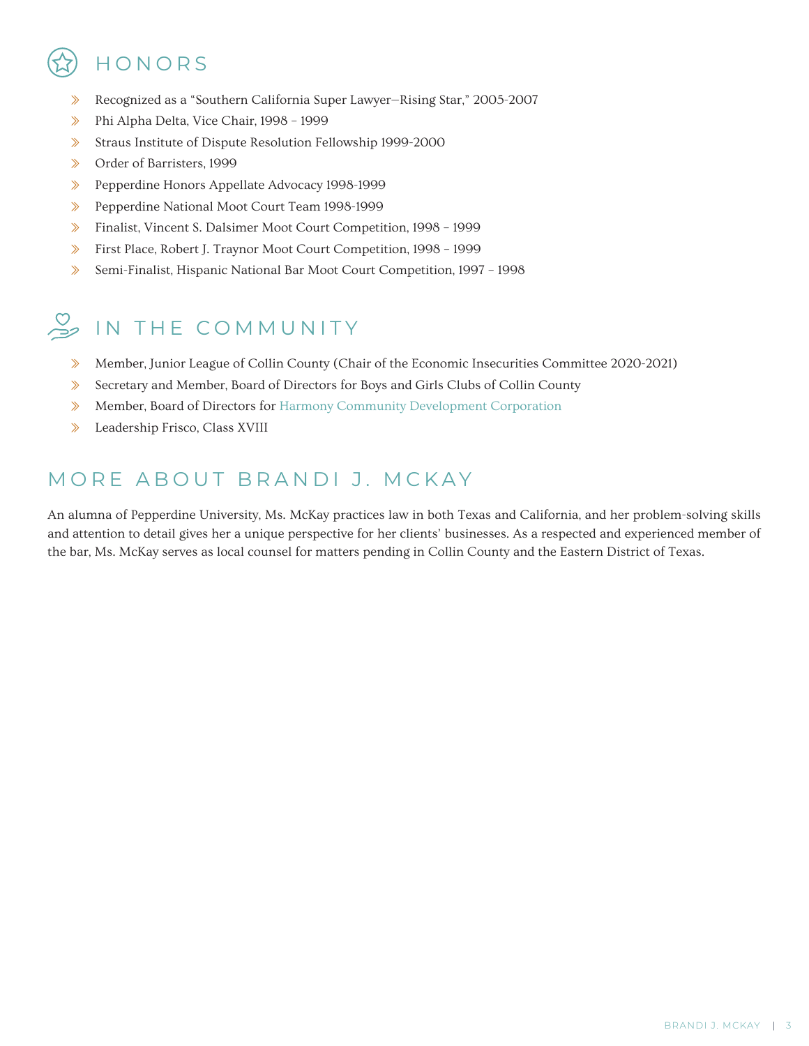## HONORS

- Recognized as a "Southern California Super Lawyer—Rising Star," 2005-2007
- Phi Alpha Delta, Vice Chair, 1998 – 1999
- Straus Institute of Dispute Resolution Fellowship 1999-2000
- Order of Barristers, 1999
- Pepperdine Honors Appellate Advocacy 1998-1999
- Pepperdine National Moot Court Team 1998-1999
- Finalist, Vincent S. Dalsimer Moot Court Competition, 1998 – 1999
- First Place, Robert J. Traynor Moot Court Competition, 1998 – 1999
- Semi-Finalist, Hispanic National Bar Moot Court Competition, 1997 – 1998

## IN THE COMMUNITY

- Member, Junior League of Collin County (Chair of the Economic Insecurities Committee 2020-2021)
- Secretary and Member, Board of Directors for Boys and Girls Clubs of Collin County
- Member, Board of Directors for Harmony Community Development Corporation
- Leadership Frisco, Class XVIII

## MORE ABOUT BRANDI J. MCKAY

An alumna of Pepperdine University, Ms. McKay practices law in both Texas and California, and her problem-solving skills and attention to detail gives her a unique perspective for her clients' businesses. As a respected and experienced member of the bar, Ms. McKay serves as local counsel for matters pending in Collin County and the Eastern District of Texas.